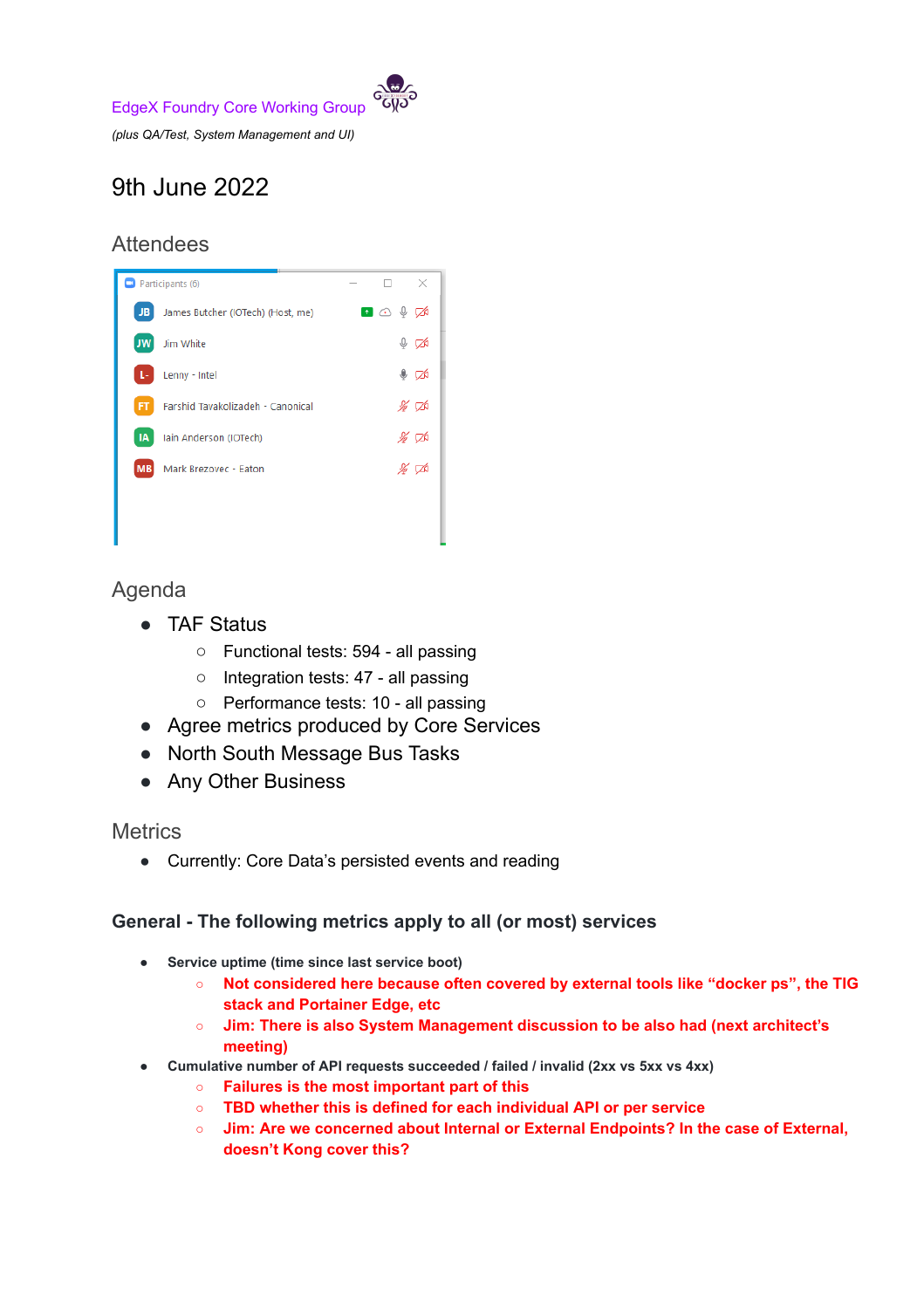EdgeX Foundry Core Working Group

*(plus QA/Test, System Management and UI)*

# 9th June 2022

## Attendees

Participants (6)

- James Butcher (IOTech) (Host, me)
- Jim White
- Lenny - Intel
- Farshid Tavakolizadeh - Canonical
- Iain Anderson (IOTech)
- Mark Brezovec - Eaton

## Agenda

- TAF Status
  - Functional tests: 594 - all passing
  - Integration tests: 47 - all passing
  - Performance tests: 10 - all passing
- Agree metrics produced by Core Services
- North South Message Bus Tasks
- Any Other Business

## Metrics

- Currently: Core Data's persisted events and reading

### General - The following metrics apply to all (or most) services

- **Service uptime (time since last service boot)**
  - **Not considered here because often covered by external tools like "docker ps", the TIG stack and Portainer Edge, etc**
  - **Jim: There is also System Management discussion to be also had (next architect's meeting)**
- **Cumulative number of API requests succeeded / failed / invalid (2xx vs 5xx vs 4xx)**
  - **Failures is the most important part of this**
  - **TBD whether this is defined for each individual API or per service**
  - **Jim: Are we concerned about Internal or External Endpoints? In the case of External, doesn't Kong cover this?**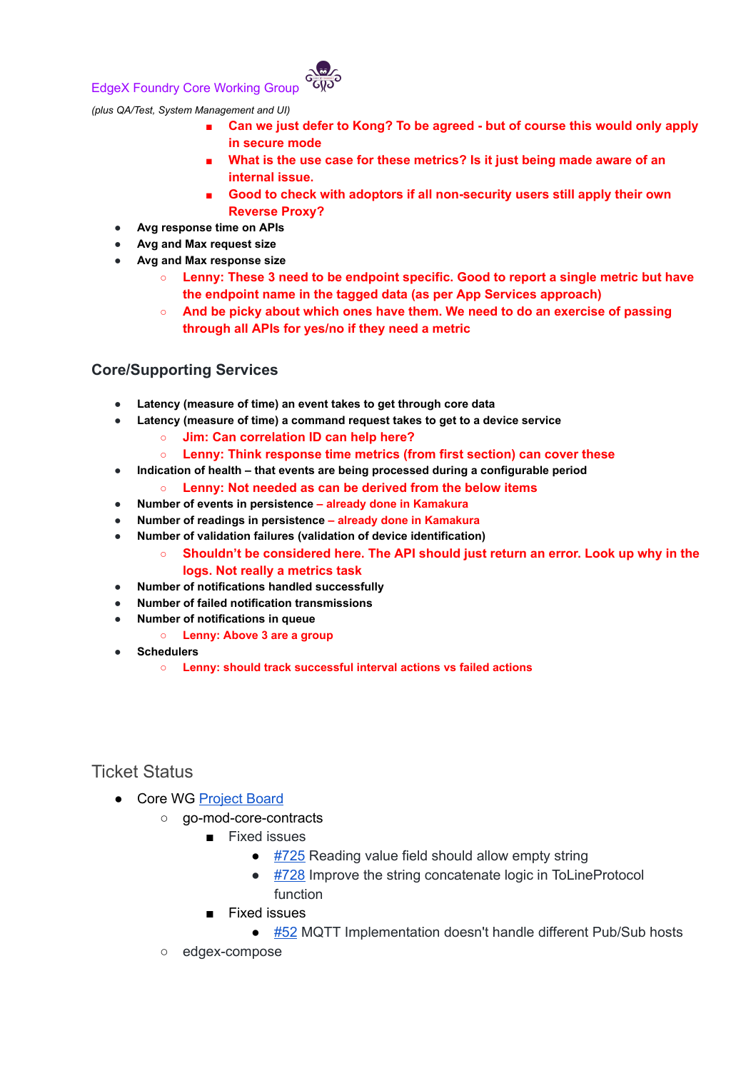EdgeX Foundry Core Working Group

*(plus QA/Test, System Management and UI)*

        - **Can we just defer to Kong? To be agreed - but of course this would only apply in secure mode**
        - **What is the use case for these metrics? Is it just being made aware of an internal issue.**
        - **Good to check with adoptors if all non-security users still apply their own Reverse Proxy?**

- **Avg response time on APIs**
- **Avg and Max request size**
- **Avg and Max response size**
    - **Lenny: These 3 need to be endpoint specific. Good to report a single metric but have the endpoint name in the tagged data (as per App Services approach)**
    - **And be picky about which ones have them. We need to do an exercise of passing through all APIs for yes/no if they need a metric**

## Core/Supporting Services

- **Latency (measure of time) an event takes to get through core data**
- **Latency (measure of time) a command request takes to get to a device service**
    - **Jim: Can correlation ID can help here?**
    - **Lenny: Think response time metrics (from first section) can cover these**
- **Indication of health – that events are being processed during a configurable period**
    - **Lenny: Not needed as can be derived from the below items**
- **Number of events in persistence – already done in Kamakura**
- **Number of readings in persistence – already done in Kamakura**
- **Number of validation failures (validation of device identification)**
    - **Shouldn't be considered here. The API should just return an error. Look up why in the logs. Not really a metrics task**
- **Number of notifications handled successfully**
- **Number of failed notification transmissions**
- **Number of notifications in queue**
    - **Lenny: Above 3 are a group**
- **Schedulers**
    - **Lenny: should track successful interval actions vs failed actions**

## Ticket Status

- Core WG [Project Board]
    - go-mod-core-contracts
        - Fixed issues
            - [#725] Reading value field should allow empty string
            - [#728] Improve the string concatenate logic in ToLineProtocol function
        - Fixed issues
            - [#52] MQTT Implementation doesn't handle different Pub/Sub hosts
    - edgex-compose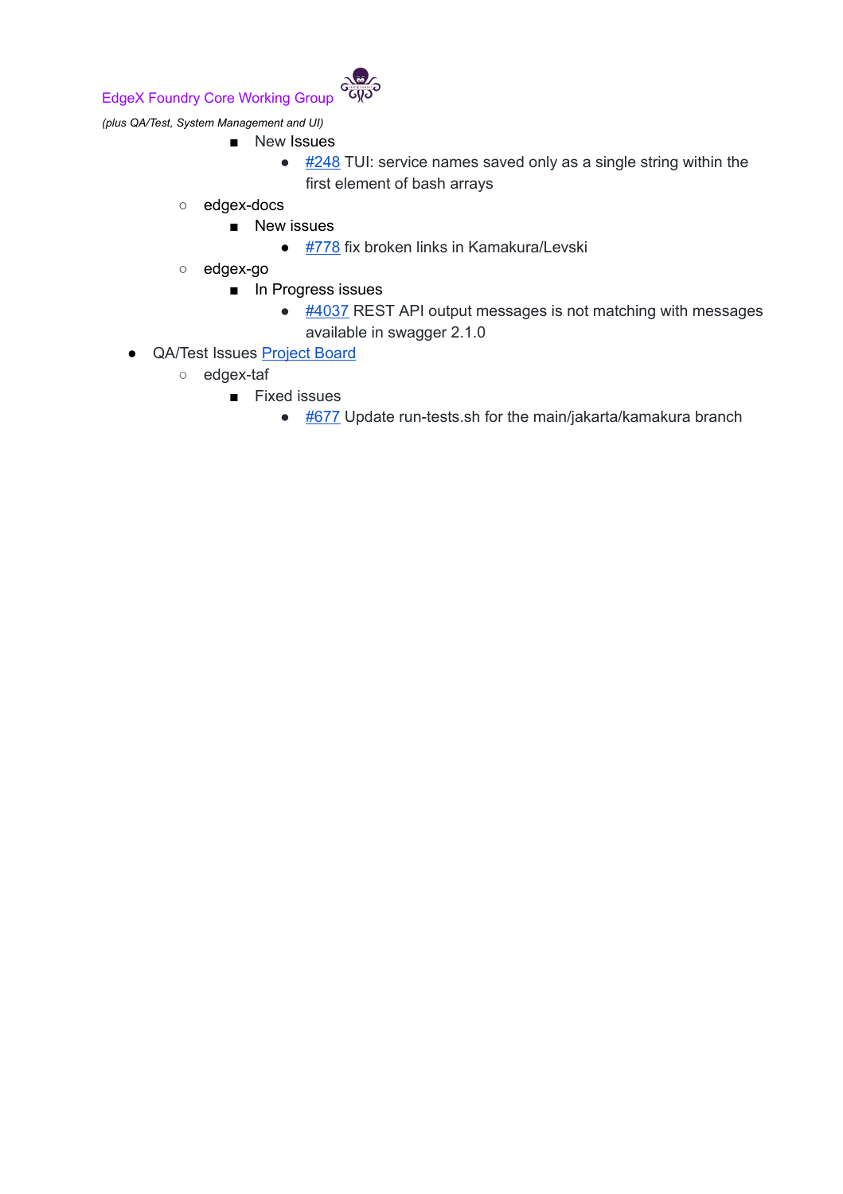- New Issues
            - [#248](#) TUI: service names saved only as a single string within the first element of bash arrays
    - edgex-docs
        - New issues
            - [#778](#) fix broken links in Kamakura/Levski
    - edgex-go
        - In Progress issues
            - [#4037](#) REST API output messages is not matching with messages available in swagger 2.1.0
- QA/Test Issues [Project Board](#)
    - edgex-taf
        - Fixed issues
            - [#677](#) Update run-tests.sh for the main/jakarta/kamakura branch